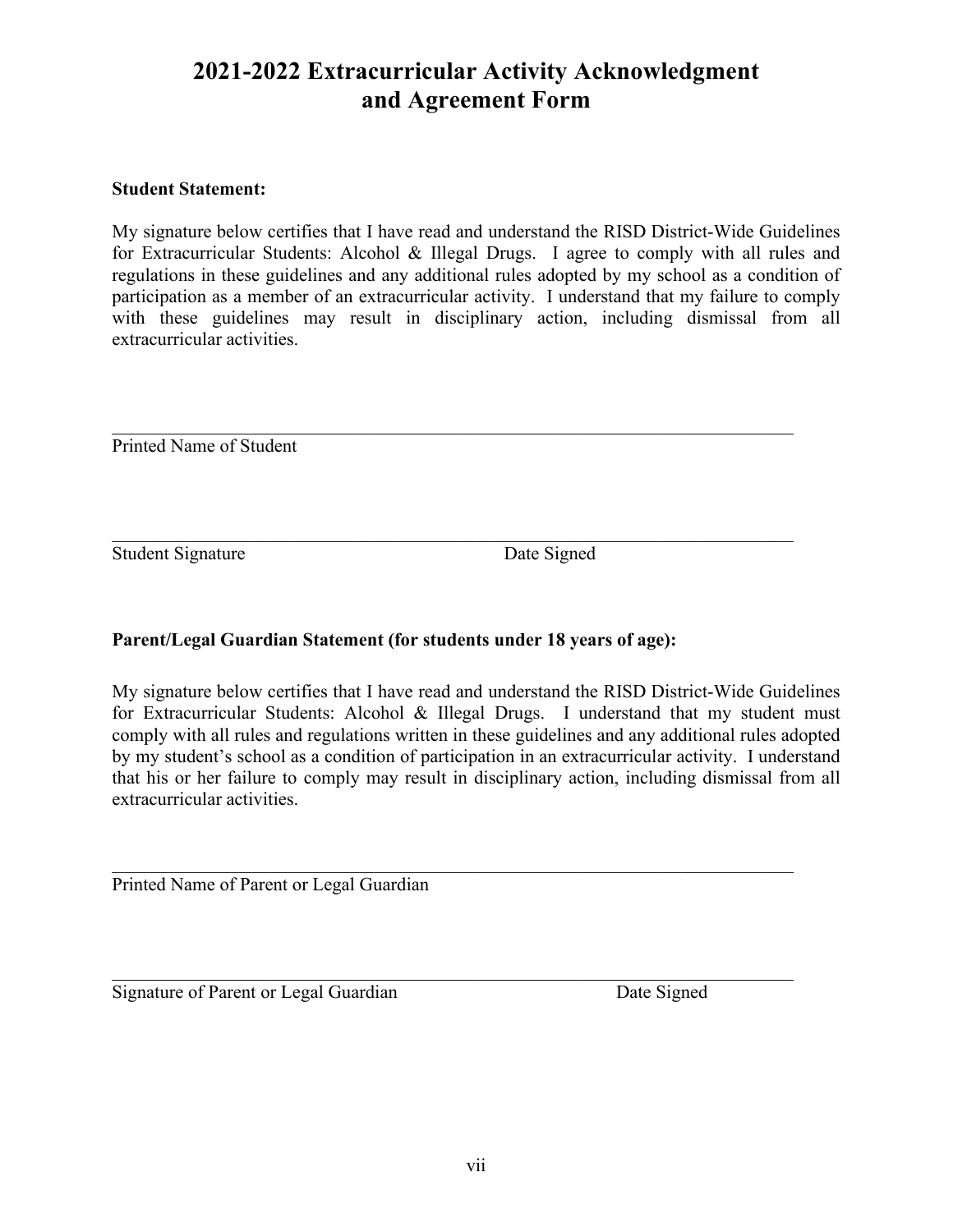# 2021-2022 Extracurricular Activity Acknowledgment and Agreement Form

**Student Statement:**

My signature below certifies that I have read and understand the RISD District-Wide Guidelines for Extracurricular Students: Alcohol & Illegal Drugs. I agree to comply with all rules and regulations in these guidelines and any additional rules adopted by my school as a condition of participation as a member of an extracurricular activity. I understand that my failure to comply with these guidelines may result in disciplinary action, including dismissal from all extracurricular activities.

\_\_\_\_\_\_\_\_\_\_\_\_\_\_\_\_\_\_\_\_\_\_\_\_\_\_\_\_\_\_\_\_\_\_\_\_\_\_\_\_\_\_\_\_\_\_\_\_\_\_\_\_\_\_\_\_\_\_\_\_\_\_\_\_\_\_\_\_

Printed Name of Student

\_\_\_\_\_\_\_\_\_\_\_\_\_\_\_\_\_\_\_\_\_\_\_\_\_\_\_\_\_\_\_\_\_\_\_\_\_\_\_\_\_\_\_\_\_\_\_\_\_\_\_\_\_\_\_\_\_\_\_\_\_\_\_\_\_\_\_\_

Student Signature Date Signed

**Parent/Legal Guardian Statement (for students under 18 years of age):**

My signature below certifies that I have read and understand the RISD District-Wide Guidelines for Extracurricular Students: Alcohol & Illegal Drugs. I understand that my student must comply with all rules and regulations written in these guidelines and any additional rules adopted by my student's school as a condition of participation in an extracurricular activity. I understand that his or her failure to comply may result in disciplinary action, including dismissal from all extracurricular activities.

\_\_\_\_\_\_\_\_\_\_\_\_\_\_\_\_\_\_\_\_\_\_\_\_\_\_\_\_\_\_\_\_\_\_\_\_\_\_\_\_\_\_\_\_\_\_\_\_\_\_\_\_\_\_\_\_\_\_\_\_\_\_\_\_\_\_\_\_

Printed Name of Parent or Legal Guardian

\_\_\_\_\_\_\_\_\_\_\_\_\_\_\_\_\_\_\_\_\_\_\_\_\_\_\_\_\_\_\_\_\_\_\_\_\_\_\_\_\_\_\_\_\_\_\_\_\_\_\_\_\_\_\_\_\_\_\_\_\_\_\_\_\_\_\_\_

Signature of Parent or Legal Guardian Date Signed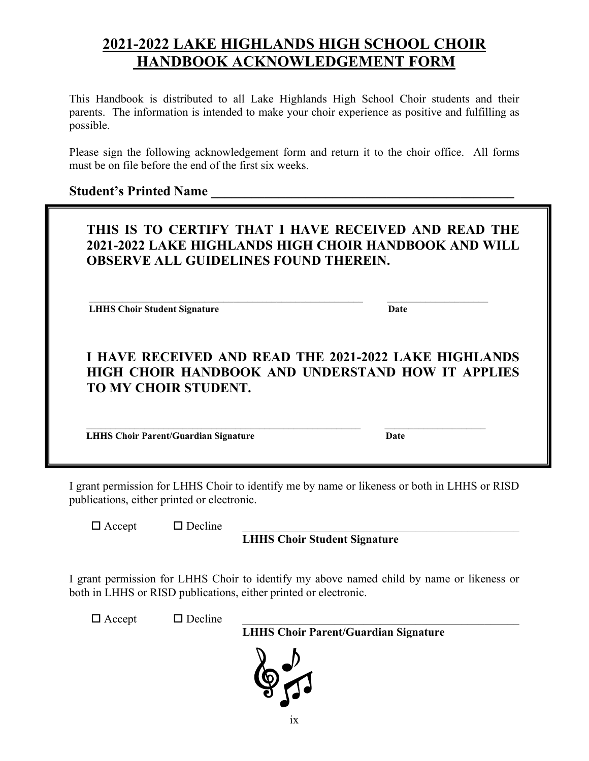# 2021-2022 LAKE HIGHLANDS HIGH SCHOOL CHOIR HANDBOOK ACKNOWLEDGEMENT FORM

This Handbook is distributed to all Lake Highlands High School Choir students and their parents. The information is intended to make your choir experience as positive and fulfilling as possible.

Please sign the following acknowledgement form and return it to the choir office. All forms must be on file before the end of the first six weeks.

**Student's Printed Name** ______________________________________________

**THIS IS TO CERTIFY THAT I HAVE RECEIVED AND READ THE 2021-2022 LAKE HIGHLANDS HIGH CHOIR HANDBOOK AND WILL OBSERVE ALL GUIDELINES FOUND THEREIN.**

__________________________________________________ __________________

**LHHS Choir Student Signature** **Date**

**I HAVE RECEIVED AND READ THE 2021-2022 LAKE HIGHLANDS HIGH CHOIR HANDBOOK AND UNDERSTAND HOW IT APPLIES TO MY CHOIR STUDENT.**

__________________________________________________ __________________

**LHHS Choir Parent/Guardian Signature** **Date**

I grant permission for LHHS Choir to identify me by name or likeness or both in LHHS or RISD publications, either printed or electronic.

☐ Accept ☐ Decline __________________________________________________

**LHHS Choir Student Signature**

I grant permission for LHHS Choir to identify my above named child by name or likeness or both in LHHS or RISD publications, either printed or electronic.

☐ Accept ☐ Decline __________________________________________________

**LHHS Choir Parent/Guardian Signature**